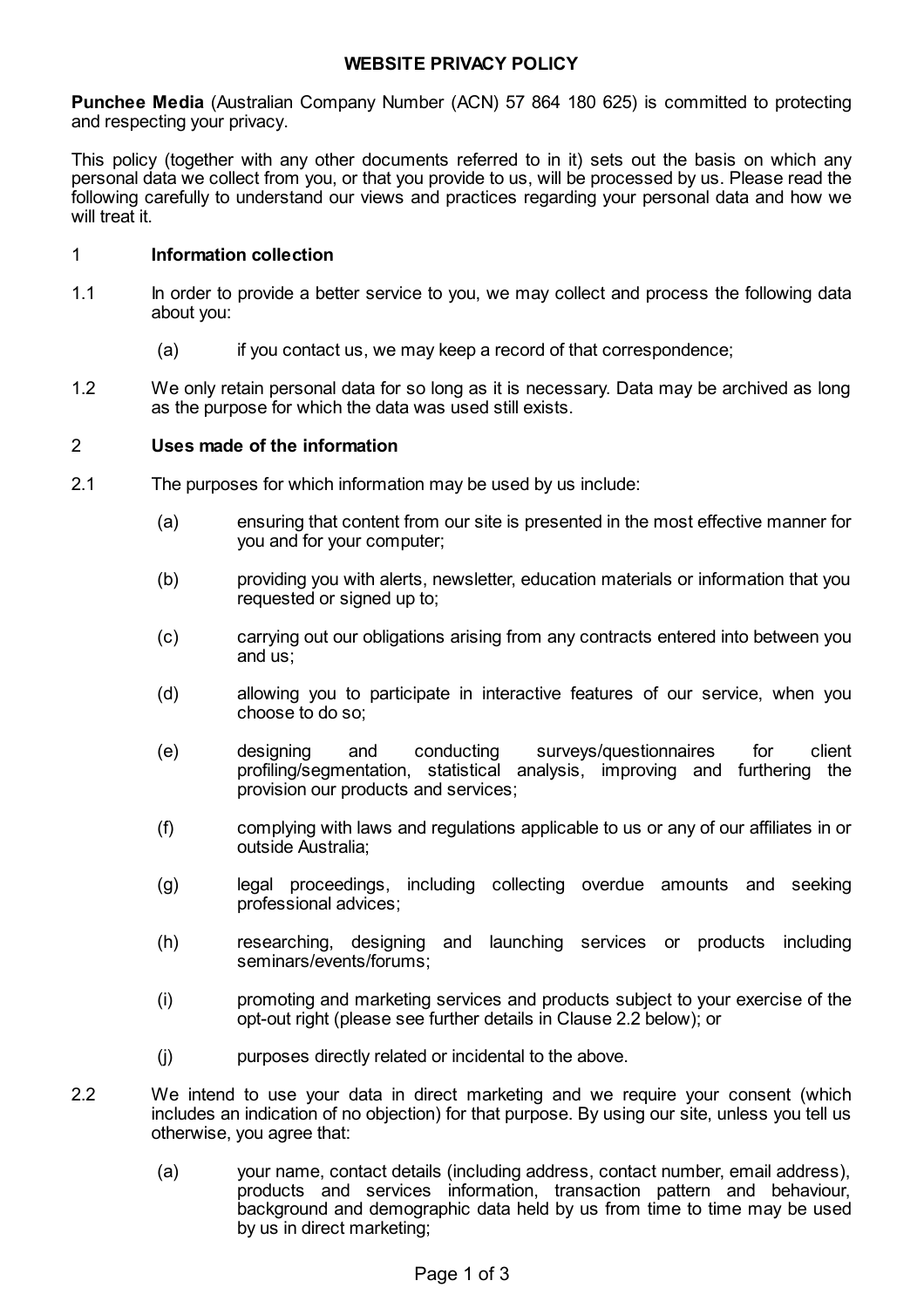# WEBSITE PRIVACY POLICY

**Punchee Media** (Australian Company Number (ACN) 57 864 180 625) is committed to protecting and respecting your privacy.

This policy (together with any other documents referred to in it) sets out the basis on which any personal data we collect from you, or that you provide to us, will be processed by us. Please read the following carefully to understand our views and practices regarding your personal data and how we will treat it.

## 1 Information collection

1.1 In order to provide a better service to you, we may collect and process the following data about you:

- (a) if you contact us, we may keep a record of that correspondence;

1.2 We only retain personal data for so long as it is necessary. Data may be archived as long as the purpose for which the data was used still exists.

## 2 Uses made of the information

2.1 The purposes for which information may be used by us include:

- (a) ensuring that content from our site is presented in the most effective manner for you and for your computer;
- (b) providing you with alerts, newsletter, education materials or information that you requested or signed up to;
- (c) carrying out our obligations arising from any contracts entered into between you and us;
- (d) allowing you to participate in interactive features of our service, when you choose to do so;
- (e) designing and conducting surveys/questionnaires for client profiling/segmentation, statistical analysis, improving and furthering the provision our products and services;
- (f) complying with laws and regulations applicable to us or any of our affiliates in or outside Australia;
- (g) legal proceedings, including collecting overdue amounts and seeking professional advices;
- (h) researching, designing and launching services or products including seminars/events/forums;
- (i) promoting and marketing services and products subject to your exercise of the opt-out right (please see further details in Clause 2.2 below); or
- (j) purposes directly related or incidental to the above.

2.2 We intend to use your data in direct marketing and we require your consent (which includes an indication of no objection) for that purpose. By using our site, unless you tell us otherwise, you agree that:

- (a) your name, contact details (including address, contact number, email address), products and services information, transaction pattern and behaviour, background and demographic data held by us from time to time may be used by us in direct marketing;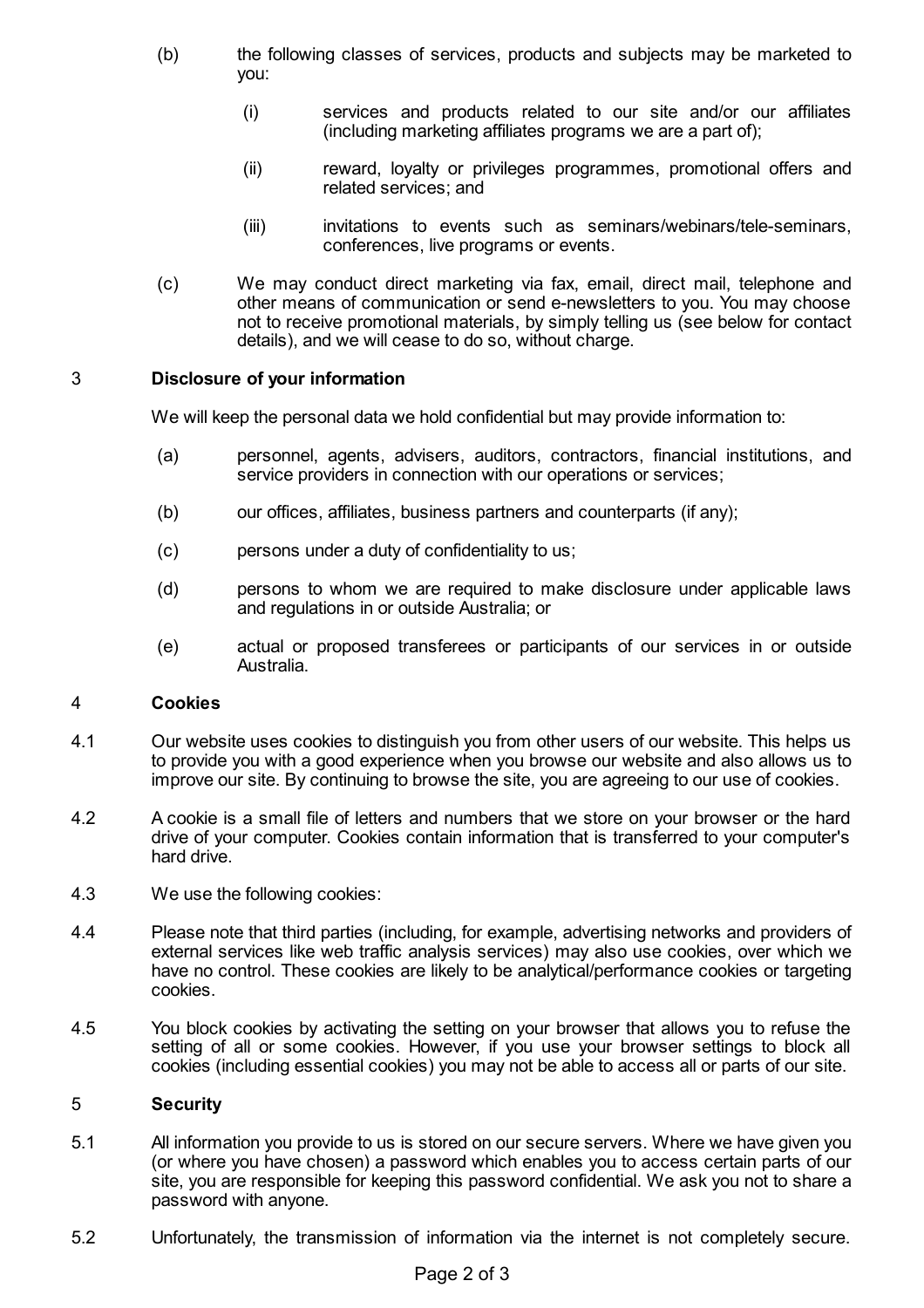(b) the following classes of services, products and subjects may be marketed to you:

   (i) services and products related to our site and/or our affiliates (including marketing affiliates programs we are a part of);

   (ii) reward, loyalty or privileges programmes, promotional offers and related services; and

   (iii) invitations to events such as seminars/webinars/tele-seminars, conferences, live programs or events.

(c) We may conduct direct marketing via fax, email, direct mail, telephone and other means of communication or send e-newsletters to you. You may choose not to receive promotional materials, by simply telling us (see below for contact details), and we will cease to do so, without charge.

## 3 Disclosure of your information

We will keep the personal data we hold confidential but may provide information to:

(a) personnel, agents, advisers, auditors, contractors, financial institutions, and service providers in connection with our operations or services;

(b) our offices, affiliates, business partners and counterparts (if any);

(c) persons under a duty of confidentiality to us;

(d) persons to whom we are required to make disclosure under applicable laws and regulations in or outside Australia; or

(e) actual or proposed transferees or participants of our services in or outside Australia.

## 4 Cookies

4.1 Our website uses cookies to distinguish you from other users of our website. This helps us to provide you with a good experience when you browse our website and also allows us to improve our site. By continuing to browse the site, you are agreeing to our use of cookies.

4.2 A cookie is a small file of letters and numbers that we store on your browser or the hard drive of your computer. Cookies contain information that is transferred to your computer's hard drive.

4.3 We use the following cookies:

4.4 Please note that third parties (including, for example, advertising networks and providers of external services like web traffic analysis services) may also use cookies, over which we have no control. These cookies are likely to be analytical/performance cookies or targeting cookies.

4.5 You block cookies by activating the setting on your browser that allows you to refuse the setting of all or some cookies. However, if you use your browser settings to block all cookies (including essential cookies) you may not be able to access all or parts of our site.

## 5 Security

5.1 All information you provide to us is stored on our secure servers. Where we have given you (or where you have chosen) a password which enables you to access certain parts of our site, you are responsible for keeping this password confidential. We ask you not to share a password with anyone.

5.2 Unfortunately, the transmission of information via the internet is not completely secure.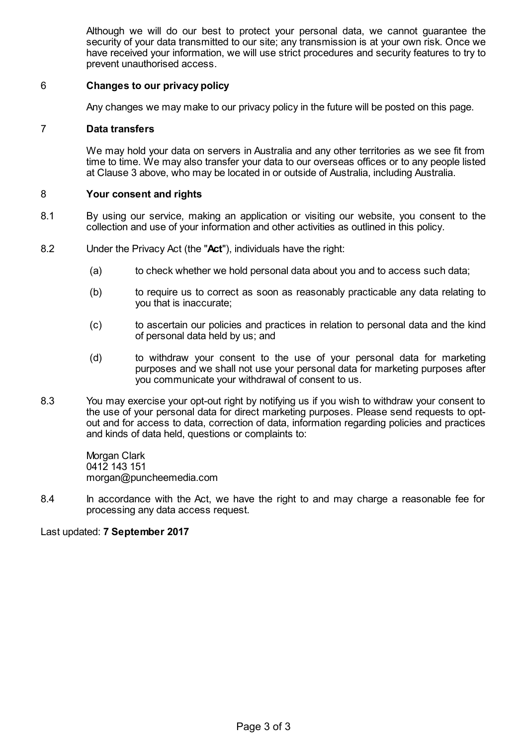Although we will do our best to protect your personal data, we cannot guarantee the security of your data transmitted to our site; any transmission is at your own risk. Once we have received your information, we will use strict procedures and security features to try to prevent unauthorised access.

## 6 Changes to our privacy policy

Any changes we may make to our privacy policy in the future will be posted on this page.

## 7 Data transfers

We may hold your data on servers in Australia and any other territories as we see fit from time to time. We may also transfer your data to our overseas offices or to any people listed at Clause 3 above, who may be located in or outside of Australia, including Australia.

## 8 Your consent and rights

8.1 By using our service, making an application or visiting our website, you consent to the collection and use of your information and other activities as outlined in this policy.

8.2 Under the Privacy Act (the "**Act**"), individuals have the right:

(a) to check whether we hold personal data about you and to access such data;

(b) to require us to correct as soon as reasonably practicable any data relating to you that is inaccurate;

(c) to ascertain our policies and practices in relation to personal data and the kind of personal data held by us; and

(d) to withdraw your consent to the use of your personal data for marketing purposes and we shall not use your personal data for marketing purposes after you communicate your withdrawal of consent to us.

8.3 You may exercise your opt-out right by notifying us if you wish to withdraw your consent to the use of your personal data for direct marketing purposes. Please send requests to opt-out and for access to data, correction of data, information regarding policies and practices and kinds of data held, questions or complaints to:

Morgan Clark
0412 143 151
morgan@puncheemedia.com

8.4 In accordance with the Act, we have the right to and may charge a reasonable fee for processing any data access request.

Last updated: **7 September 2017**